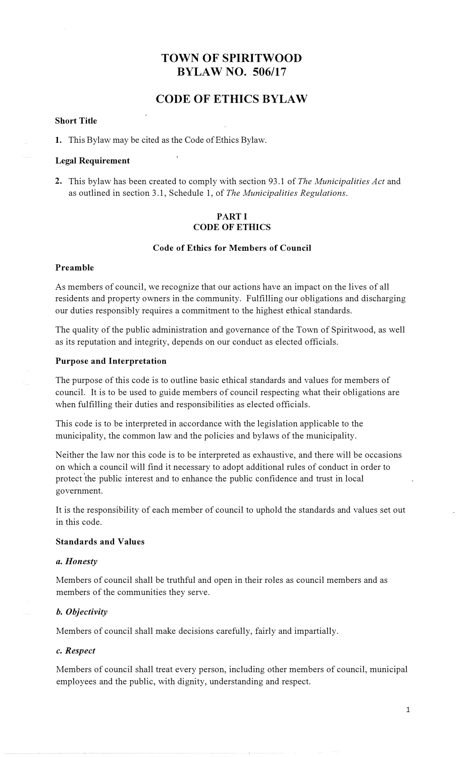# TOWN OF SPIRITWOOD
# BYLAW NO. 506/17

# CODE OF ETHICS BYLAW

**Short Title**

**1.** This Bylaw may be cited as the Code of Ethics Bylaw.

**Legal Requirement**

**2.** This bylaw has been created to comply with section 93.1 of *The Municipalities Act* and as outlined in section 3.1, Schedule 1, of *The Municipalities Regulations*.

## PART I
## CODE OF ETHICS

### Code of Ethics for Members of Council

**Preamble**

As members of council, we recognize that our actions have an impact on the lives of all residents and property owners in the community. Fulfilling our obligations and discharging our duties responsibly requires a commitment to the highest ethical standards.

The quality of the public administration and governance of the Town of Spiritwood, as well as its reputation and integrity, depends on our conduct as elected officials.

**Purpose and Interpretation**

The purpose of this code is to outline basic ethical standards and values for members of council. It is to be used to guide members of council respecting what their obligations are when fulfilling their duties and responsibilities as elected officials.

This code is to be interpreted in accordance with the legislation applicable to the municipality, the common law and the policies and bylaws of the municipality.

Neither the law nor this code is to be interpreted as exhaustive, and there will be occasions on which a council will find it necessary to adopt additional rules of conduct in order to protect the public interest and to enhance the public confidence and trust in local government.

It is the responsibility of each member of council to uphold the standards and values set out in this code.

**Standards and Values**

***a. Honesty***

Members of council shall be truthful and open in their roles as council members and as members of the communities they serve.

***b. Objectivity***

Members of council shall make decisions carefully, fairly and impartially.

***c. Respect***

Members of council shall treat every person, including other members of council, municipal employees and the public, with dignity, understanding and respect.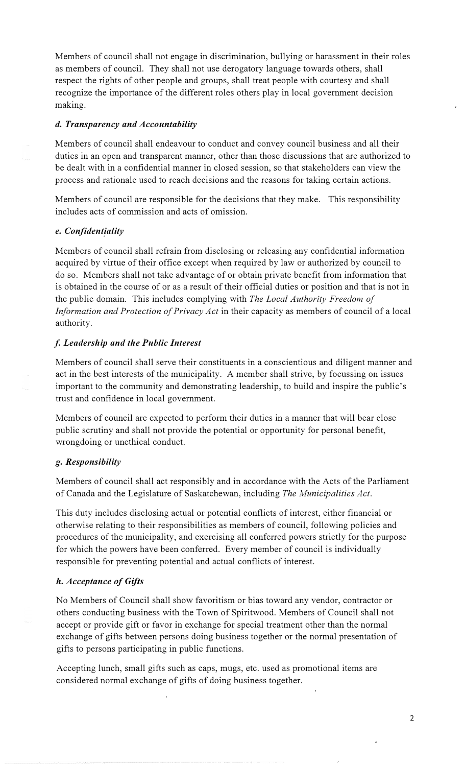Members of council shall not engage in discrimination, bullying or harassment in their roles as members of council. They shall not use derogatory language towards others, shall respect the rights of other people and groups, shall treat people with courtesy and shall recognize the importance of the different roles others play in local government decision making.

### *d. Transparency and Accountability*

Members of council shall endeavour to conduct and convey council business and all their duties in an open and transparent manner, other than those discussions that are authorized to be dealt with in a confidential manner in closed session, so that stakeholders can view the process and rationale used to reach decisions and the reasons for taking certain actions.

Members of council are responsible for the decisions that they make. This responsibility includes acts of commission and acts of omission.

### *e. Confidentiality*

Members of council shall refrain from disclosing or releasing any confidential information acquired by virtue of their office except when required by law or authorized by council to do so. Members shall not take advantage of or obtain private benefit from information that is obtained in the course of or as a result of their official duties or position and that is not in the public domain. This includes complying with *The Local Authority Freedom of Information and Protection of Privacy Act* in their capacity as members of council of a local authority.

### *f. Leadership and the Public Interest*

Members of council shall serve their constituents in a conscientious and diligent manner and act in the best interests of the municipality. A member shall strive, by focussing on issues important to the community and demonstrating leadership, to build and inspire the public's trust and confidence in local government.

Members of council are expected to perform their duties in a manner that will bear close public scrutiny and shall not provide the potential or opportunity for personal benefit, wrongdoing or unethical conduct.

### *g. Responsibility*

Members of council shall act responsibly and in accordance with the Acts of the Parliament of Canada and the Legislature of Saskatchewan, including *The Municipalities Act*.

This duty includes disclosing actual or potential conflicts of interest, either financial or otherwise relating to their responsibilities as members of council, following policies and procedures of the municipality, and exercising all conferred powers strictly for the purpose for which the powers have been conferred. Every member of council is individually responsible for preventing potential and actual conflicts of interest.

### *h. Acceptance of Gifts*

No Members of Council shall show favoritism or bias toward any vendor, contractor or others conducting business with the Town of Spiritwood. Members of Council shall not accept or provide gift or favor in exchange for special treatment other than the normal exchange of gifts between persons doing business together or the normal presentation of gifts to persons participating in public functions.

Accepting lunch, small gifts such as caps, mugs, etc. used as promotional items are considered normal exchange of gifts of doing business together.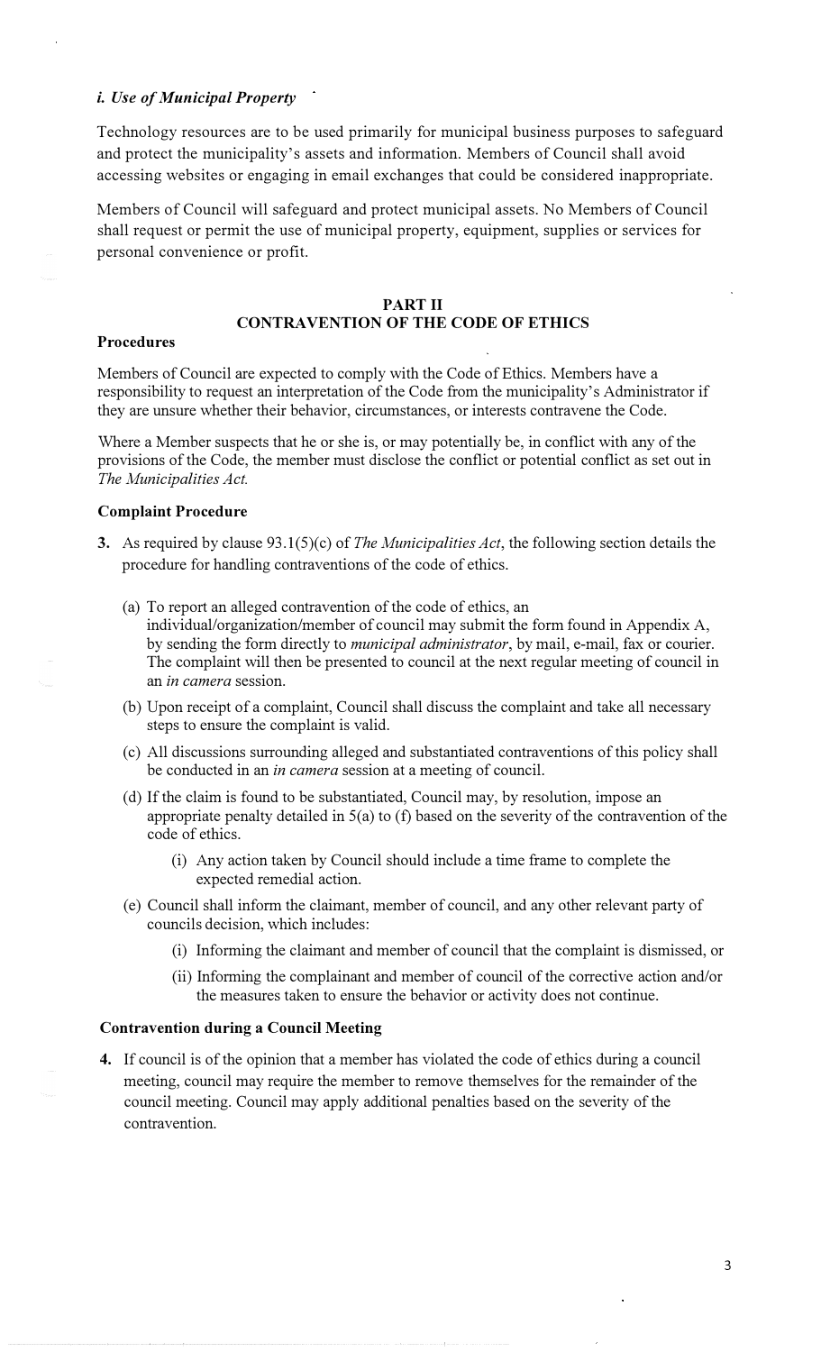### *i. Use of Municipal Property*

Technology resources are to be used primarily for municipal business purposes to safeguard and protect the municipality's assets and information. Members of Council shall avoid accessing websites or engaging in email exchanges that could be considered inappropriate.

Members of Council will safeguard and protect municipal assets. No Members of Council shall request or permit the use of municipal property, equipment, supplies or services for personal convenience or profit.

## PART II
## CONTRAVENTION OF THE CODE OF ETHICS

**Procedures**

Members of Council are expected to comply with the Code of Ethics. Members have a responsibility to request an interpretation of the Code from the municipality's Administrator if they are unsure whether their behavior, circumstances, or interests contravene the Code.

Where a Member suspects that he or she is, or may potentially be, in conflict with any of the provisions of the Code, the member must disclose the conflict or potential conflict as set out in *The Municipalities Act.*

**Complaint Procedure**

**3.** As required by clause 93.1(5)(c) of *The Municipalities Act*, the following section details the procedure for handling contraventions of the code of ethics.

   (a) To report an alleged contravention of the code of ethics, an individual/organization/member of council may submit the form found in Appendix A, by sending the form directly to *municipal administrator*, by mail, e-mail, fax or courier. The complaint will then be presented to council at the next regular meeting of council in an *in camera* session.

   (b) Upon receipt of a complaint, Council shall discuss the complaint and take all necessary steps to ensure the complaint is valid.

   (c) All discussions surrounding alleged and substantiated contraventions of this policy shall be conducted in an *in camera* session at a meeting of council.

   (d) If the claim is found to be substantiated, Council may, by resolution, impose an appropriate penalty detailed in 5(a) to (f) based on the severity of the contravention of the code of ethics.

      (i) Any action taken by Council should include a time frame to complete the expected remedial action.

   (e) Council shall inform the claimant, member of council, and any other relevant party of councils decision, which includes:

      (i) Informing the claimant and member of council that the complaint is dismissed, or

      (ii) Informing the complainant and member of council of the corrective action and/or the measures taken to ensure the behavior or activity does not continue.

**Contravention during a Council Meeting**

**4.** If council is of the opinion that a member has violated the code of ethics during a council meeting, council may require the member to remove themselves for the remainder of the council meeting. Council may apply additional penalties based on the severity of the contravention.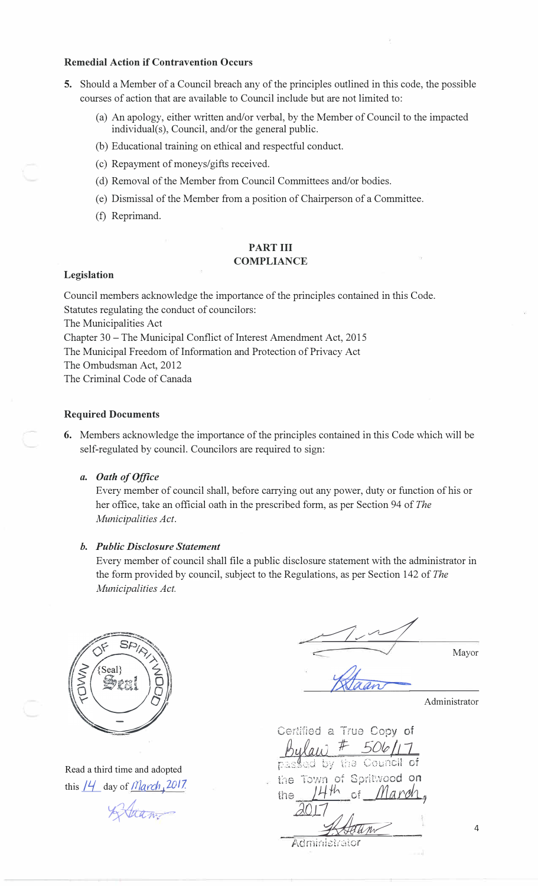**Remedial Action if Contravention Occurs**

5. Should a Member of a Council breach any of the principles outlined in this code, the possible courses of action that are available to Council include but are not limited to:

   (a) An apology, either written and/or verbal, by the Member of Council to the impacted individual(s), Council, and/or the general public.

   (b) Educational training on ethical and respectful conduct.

   (c) Repayment of moneys/gifts received.

   (d) Removal of the Member from Council Committees and/or bodies.

   (e) Dismissal of the Member from a position of Chairperson of a Committee.

   (f) Reprimand.

## PART III
## COMPLIANCE

**Legislation**

Council members acknowledge the importance of the principles contained in this Code.
Statutes regulating the conduct of councilors:
The Municipalities Act
Chapter 30 – The Municipal Conflict of Interest Amendment Act, 2015
The Municipal Freedom of Information and Protection of Privacy Act
The Ombudsman Act, 2012
The Criminal Code of Canada

**Required Documents**

6. Members acknowledge the importance of the principles contained in this Code which will be self-regulated by council. Councilors are required to sign:

   ***a. Oath of Office***
   Every member of council shall, before carrying out any power, duty or function of his or her office, take an official oath in the prescribed form, as per Section 94 of *The Municipalities Act*.

   ***b. Public Disclosure Statement***
   Every member of council shall file a public disclosure statement with the administrator in the form provided by council, subject to the Regulations, as per Section 142 of *The Municipalities Act.*

TOWN OF SPIRITWOOD {Seal}

_______________ Mayor

_______________ Administrator

Read a third time and adopted this 14 day of March, 2017.

Certified a True Copy of Bylaw # 506/17 passed by the Council of the Town of Spiritwood on the 14th of March, 2017

_______________
Administrator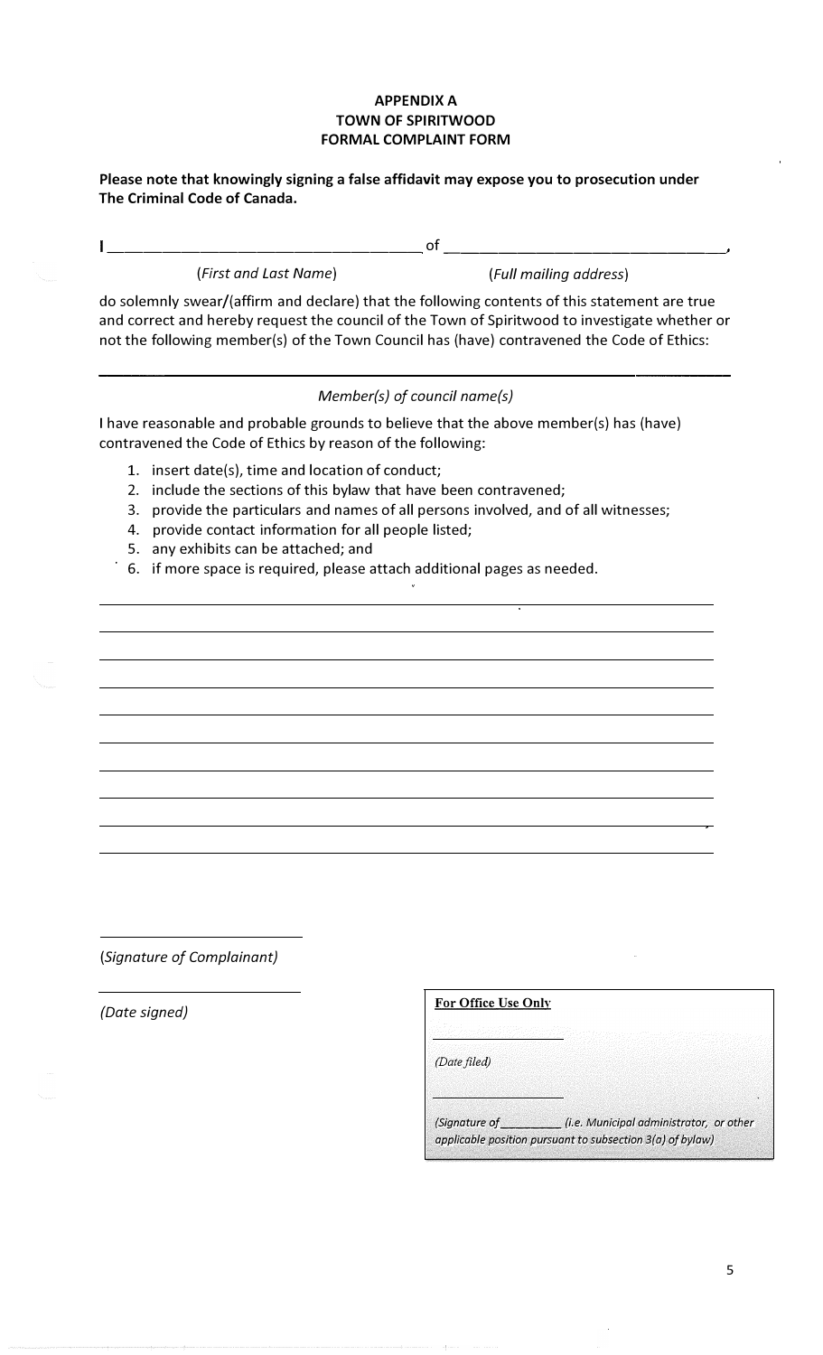**APPENDIX A**
**TOWN OF SPIRITWOOD**
**FORMAL COMPLAINT FORM**

**Please note that knowingly signing a false affidavit may expose you to prosecution under The Criminal Code of Canada.**

I ______________________________________ of __________________________________,

(*First and Last Name*) (*Full mailing address*)

do solemnly swear/(affirm and declare) that the following contents of this statement are true and correct and hereby request the council of the Town of Spiritwood to investigate whether or not the following member(s) of the Town Council has (have) contravened the Code of Ethics:

______________________________________________________________________________

*Member(s) of council name(s)*

I have reasonable and probable grounds to believe that the above member(s) has (have) contravened the Code of Ethics by reason of the following:

1. insert date(s), time and location of conduct;
2. include the sections of this bylaw that have been contravened;
3. provide the particulars and names of all persons involved, and of all witnesses;
4. provide contact information for all people listed;
5. any exhibits can be attached; and
6. if more space is required, please attach additional pages as needed.

______________________________________________________________________________

______________________________________________________________________________

______________________________________________________________________________

______________________________________________________________________________

______________________________________________________________________________

______________________________________________________________________________

______________________________________________________________________________

______________________________________________________________________________

______________________________________________________________________________

______________________________________________________________________________

__________________________

(*Signature of Complainant*)

__________________________

*(Date signed)*

**For Office Use Only**

__________________________

*(Date filed)*

__________________________

*(Signature of _________ (i.e. Municipal administrator, or other applicable position pursuant to subsection 3(a) of bylaw)*